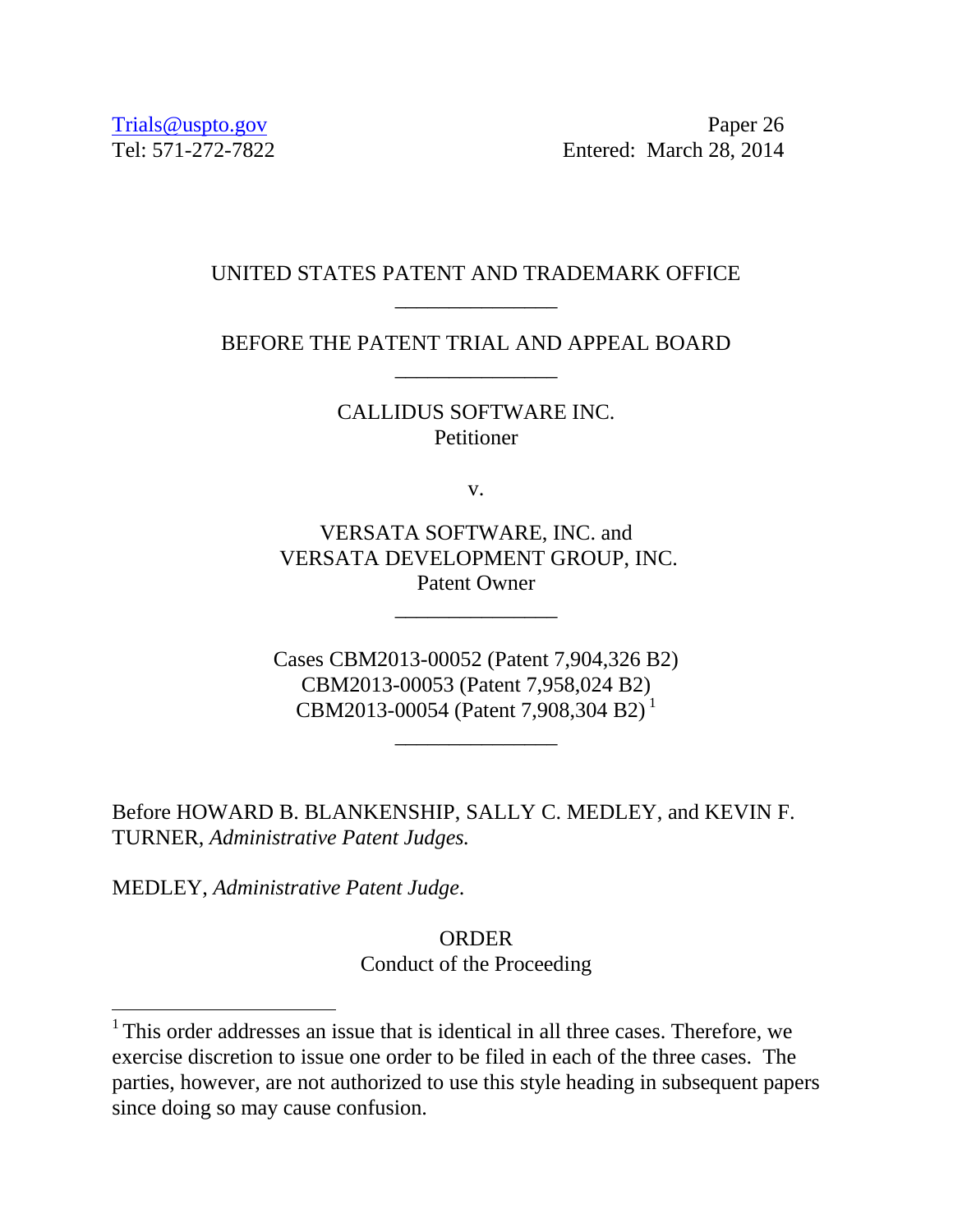Trials@uspto.gov
Tel: 571-272-7822

Paper 26
Entered: March 28, 2014

UNITED STATES PATENT AND TRADEMARK OFFICE

---

BEFORE THE PATENT TRIAL AND APPEAL BOARD

---

CALLIDUS SOFTWARE INC.
Petitioner

v.

VERSATA SOFTWARE, INC. and
VERSATA DEVELOPMENT GROUP, INC.
Patent Owner

---

Cases CBM2013-00052 (Patent 7,904,326 B2)
CBM2013-00053 (Patent 7,958,024 B2)
CBM2013-00054 (Patent 7,908,304 B2) [1]

---

Before HOWARD B. BLANKENSHIP, SALLY C. MEDLEY, and KEVIN F. TURNER, *Administrative Patent Judges.*

MEDLEY, *Administrative Patent Judge*.

ORDER
Conduct of the Proceeding

---

[1] This order addresses an issue that is identical in all three cases. Therefore, we exercise discretion to issue one order to be filed in each of the three cases. The parties, however, are not authorized to use this style heading in subsequent papers since doing so may cause confusion.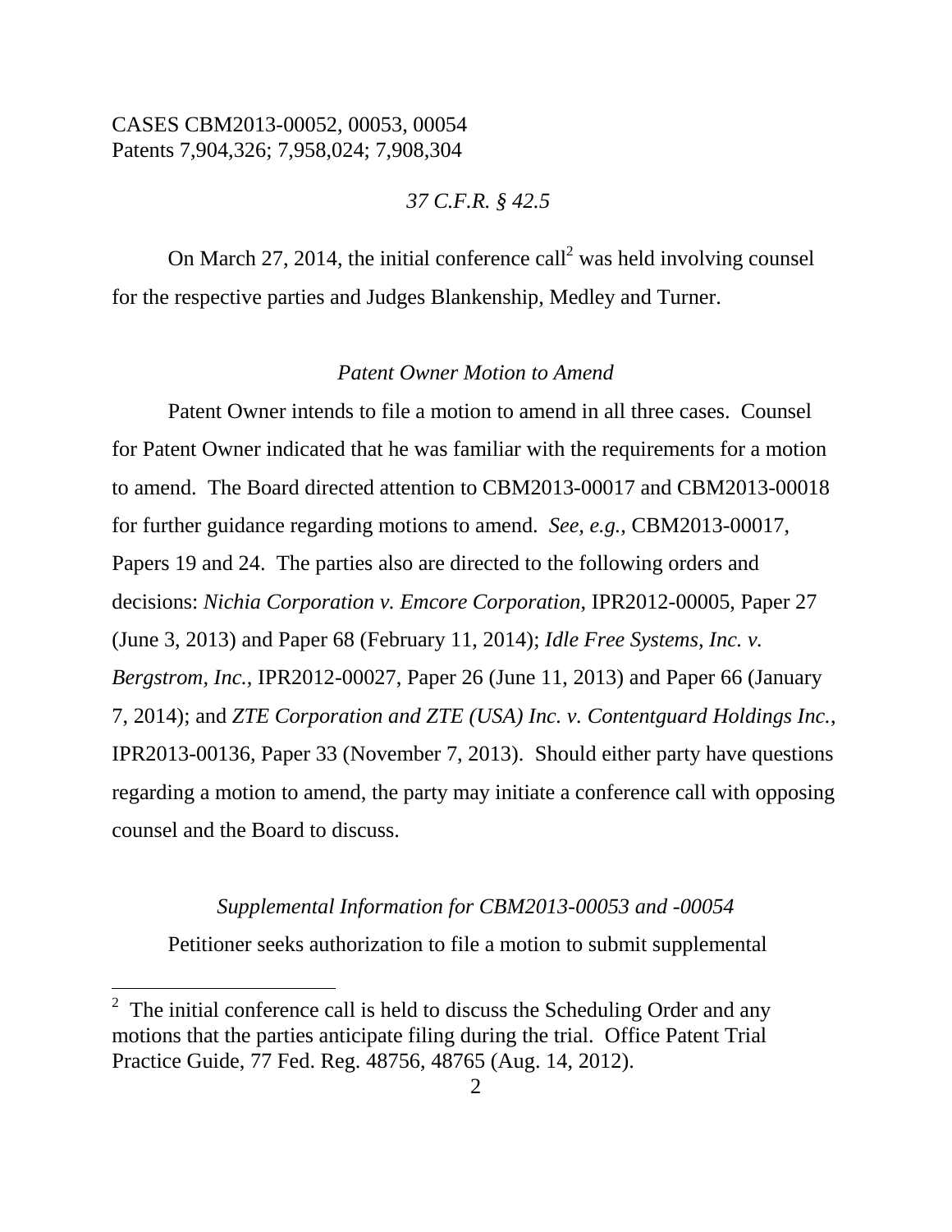CASES CBM2013-00052, 00053, 00054
Patents 7,904,326; 7,958,024; 7,908,304

*37 C.F.R. § 42.5*

On March 27, 2014, the initial conference call[2] was held involving counsel for the respective parties and Judges Blankenship, Medley and Turner.

*Patent Owner Motion to Amend*

Patent Owner intends to file a motion to amend in all three cases. Counsel for Patent Owner indicated that he was familiar with the requirements for a motion to amend. The Board directed attention to CBM2013-00017 and CBM2013-00018 for further guidance regarding motions to amend. *See, e.g.*, CBM2013-00017, Papers 19 and 24. The parties also are directed to the following orders and decisions: *Nichia Corporation v. Emcore Corporation*, IPR2012-00005, Paper 27 (June 3, 2013) and Paper 68 (February 11, 2014); *Idle Free Systems, Inc. v. Bergstrom, Inc.*, IPR2012-00027, Paper 26 (June 11, 2013) and Paper 66 (January 7, 2014); and *ZTE Corporation and ZTE (USA) Inc. v. Contentguard Holdings Inc.*, IPR2013-00136, Paper 33 (November 7, 2013). Should either party have questions regarding a motion to amend, the party may initiate a conference call with opposing counsel and the Board to discuss.

*Supplemental Information for CBM2013-00053 and -00054*

Petitioner seeks authorization to file a motion to submit supplemental

[2] The initial conference call is held to discuss the Scheduling Order and any motions that the parties anticipate filing during the trial. Office Patent Trial Practice Guide, 77 Fed. Reg. 48756, 48765 (Aug. 14, 2012).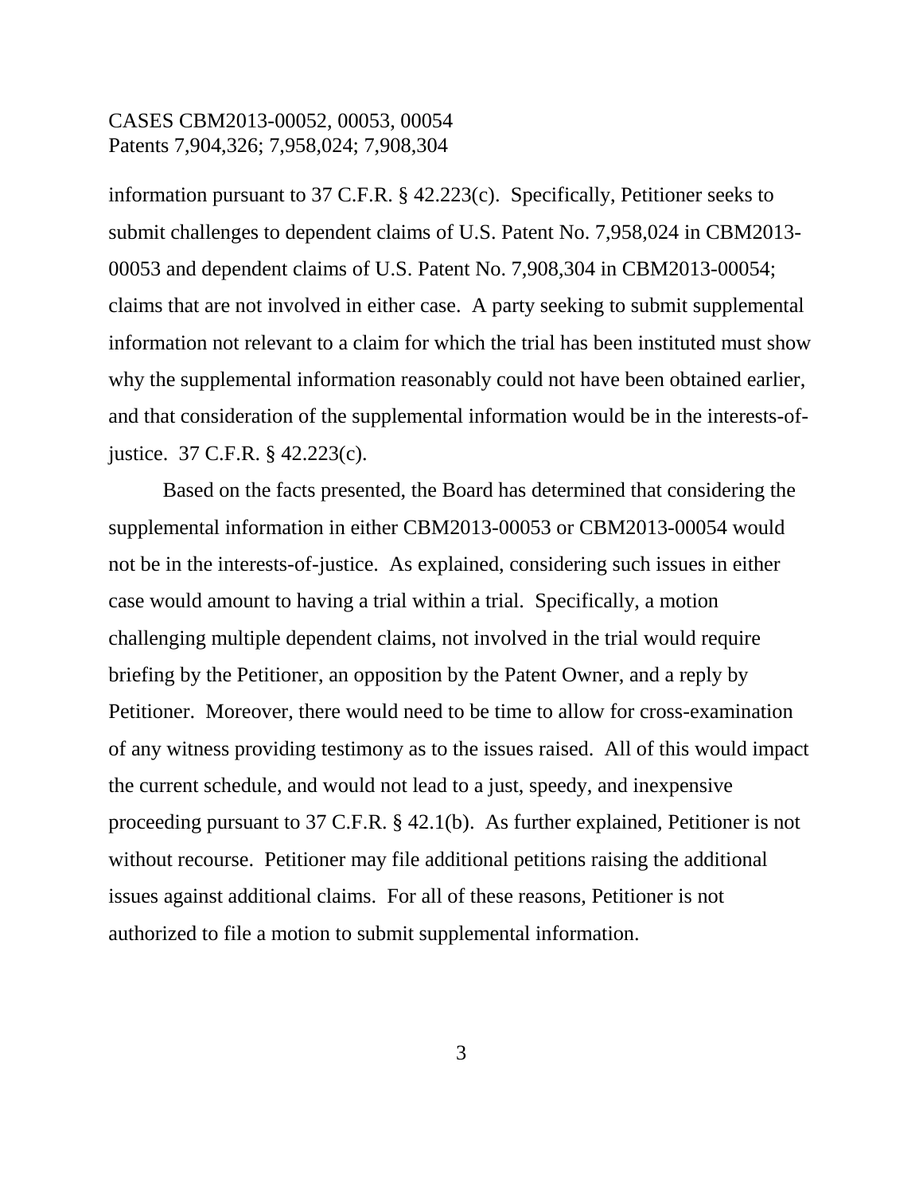information pursuant to 37 C.F.R. § 42.223(c). Specifically, Petitioner seeks to submit challenges to dependent claims of U.S. Patent No. 7,958,024 in CBM2013-00053 and dependent claims of U.S. Patent No. 7,908,304 in CBM2013-00054; claims that are not involved in either case. A party seeking to submit supplemental information not relevant to a claim for which the trial has been instituted must show why the supplemental information reasonably could not have been obtained earlier, and that consideration of the supplemental information would be in the interests-of-justice. 37 C.F.R. § 42.223(c).

Based on the facts presented, the Board has determined that considering the supplemental information in either CBM2013-00053 or CBM2013-00054 would not be in the interests-of-justice. As explained, considering such issues in either case would amount to having a trial within a trial. Specifically, a motion challenging multiple dependent claims, not involved in the trial would require briefing by the Petitioner, an opposition by the Patent Owner, and a reply by Petitioner. Moreover, there would need to be time to allow for cross-examination of any witness providing testimony as to the issues raised. All of this would impact the current schedule, and would not lead to a just, speedy, and inexpensive proceeding pursuant to 37 C.F.R. § 42.1(b). As further explained, Petitioner is not without recourse. Petitioner may file additional petitions raising the additional issues against additional claims. For all of these reasons, Petitioner is not authorized to file a motion to submit supplemental information.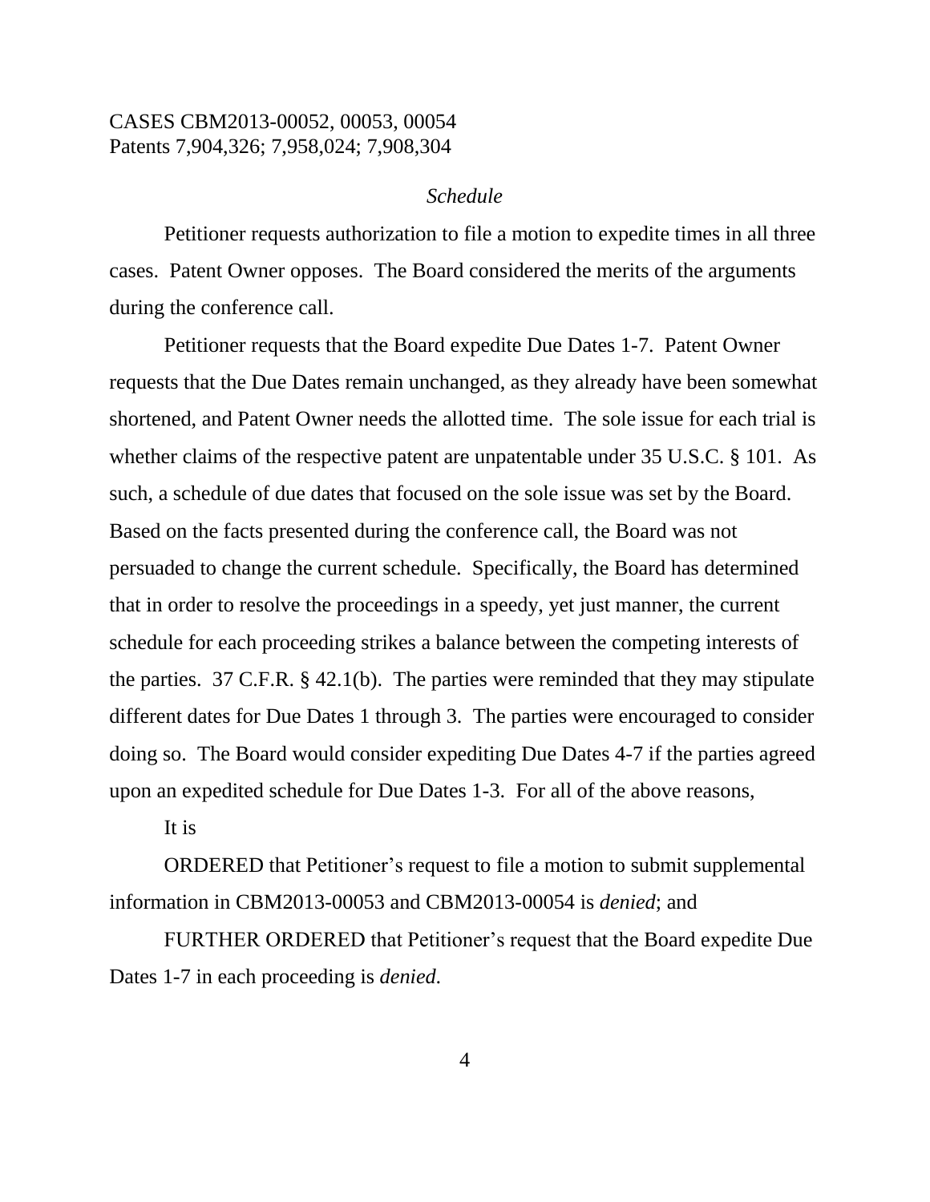*Schedule*

Petitioner requests authorization to file a motion to expedite times in all three cases. Patent Owner opposes. The Board considered the merits of the arguments during the conference call.

Petitioner requests that the Board expedite Due Dates 1-7. Patent Owner requests that the Due Dates remain unchanged, as they already have been somewhat shortened, and Patent Owner needs the allotted time. The sole issue for each trial is whether claims of the respective patent are unpatentable under 35 U.S.C. § 101. As such, a schedule of due dates that focused on the sole issue was set by the Board. Based on the facts presented during the conference call, the Board was not persuaded to change the current schedule. Specifically, the Board has determined that in order to resolve the proceedings in a speedy, yet just manner, the current schedule for each proceeding strikes a balance between the competing interests of the parties. 37 C.F.R. § 42.1(b). The parties were reminded that they may stipulate different dates for Due Dates 1 through 3. The parties were encouraged to consider doing so. The Board would consider expediting Due Dates 4-7 if the parties agreed upon an expedited schedule for Due Dates 1-3. For all of the above reasons,

It is

ORDERED that Petitioner's request to file a motion to submit supplemental information in CBM2013-00053 and CBM2013-00054 is *denied*; and

FURTHER ORDERED that Petitioner's request that the Board expedite Due Dates 1-7 in each proceeding is *denied*.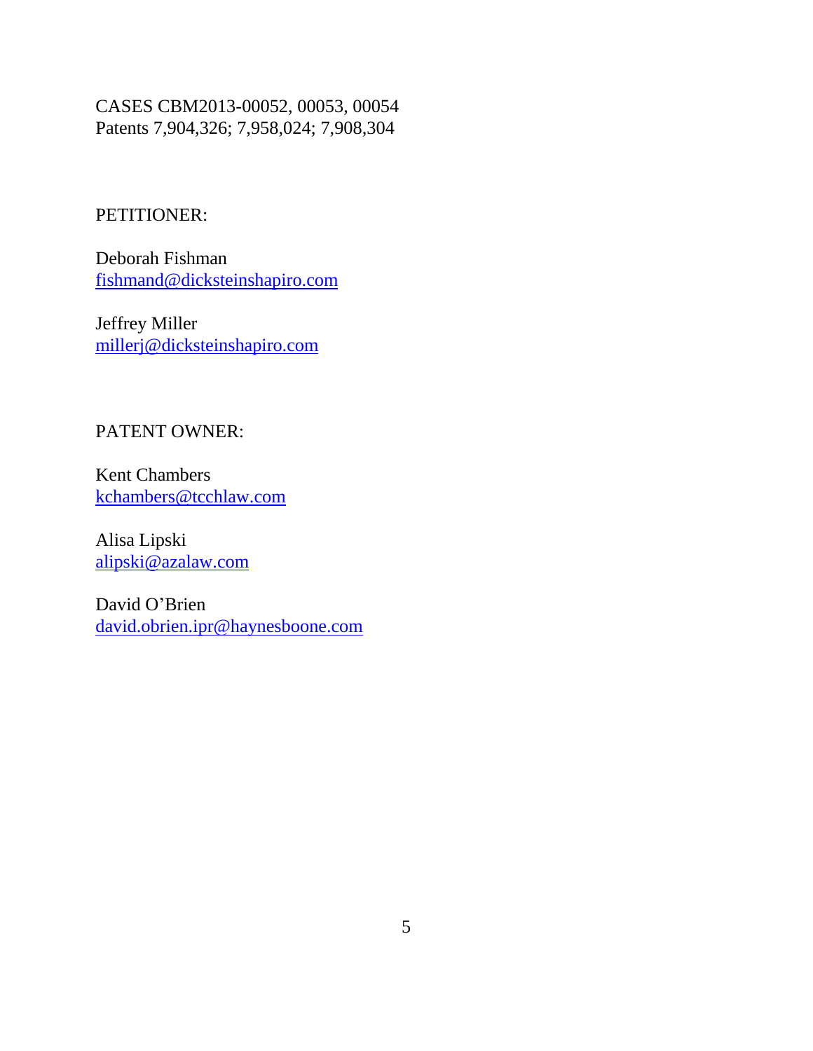CASES CBM2013-00052, 00053, 00054
Patents 7,904,326; 7,958,024; 7,908,304

PETITIONER:

Deborah Fishman
fishmand@dicksteinshapiro.com

Jeffrey Miller
millerj@dicksteinshapiro.com

PATENT OWNER:

Kent Chambers
kchambers@tcchlaw.com

Alisa Lipski
alipski@azalaw.com

David O'Brien
david.obrien.ipr@haynesboone.com